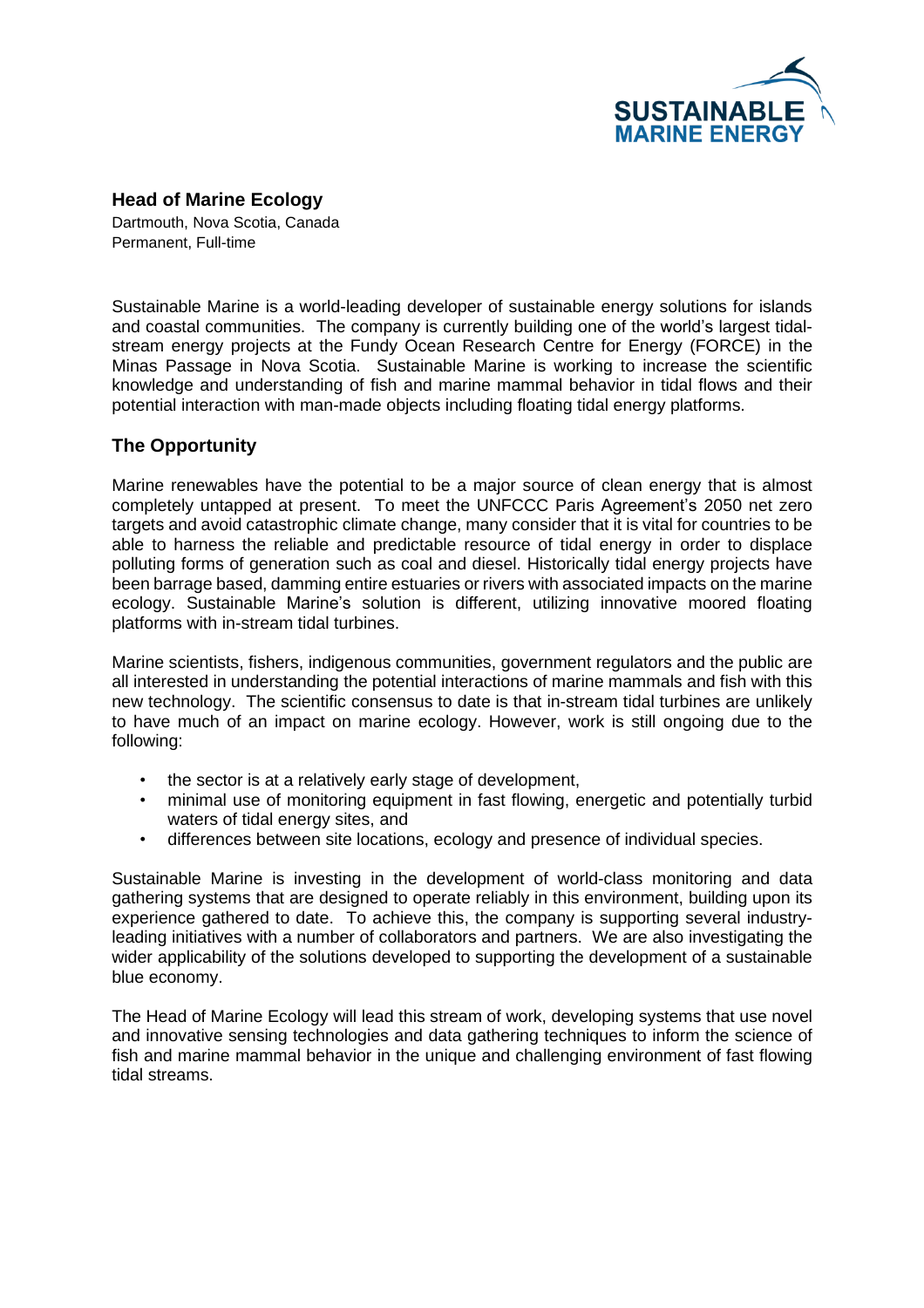SUSTAINABLE MARINE ENERGY

## Head of Marine Ecology

Dartmouth, Nova Scotia, Canada
Permanent, Full-time

Sustainable Marine is a world-leading developer of sustainable energy solutions for islands and coastal communities. The company is currently building one of the world's largest tidal-stream energy projects at the Fundy Ocean Research Centre for Energy (FORCE) in the Minas Passage in Nova Scotia. Sustainable Marine is working to increase the scientific knowledge and understanding of fish and marine mammal behavior in tidal flows and their potential interaction with man-made objects including floating tidal energy platforms.

### The Opportunity

Marine renewables have the potential to be a major source of clean energy that is almost completely untapped at present. To meet the UNFCCC Paris Agreement's 2050 net zero targets and avoid catastrophic climate change, many consider that it is vital for countries to be able to harness the reliable and predictable resource of tidal energy in order to displace polluting forms of generation such as coal and diesel. Historically tidal energy projects have been barrage based, damming entire estuaries or rivers with associated impacts on the marine ecology. Sustainable Marine's solution is different, utilizing innovative moored floating platforms with in-stream tidal turbines.

Marine scientists, fishers, indigenous communities, government regulators and the public are all interested in understanding the potential interactions of marine mammals and fish with this new technology. The scientific consensus to date is that in-stream tidal turbines are unlikely to have much of an impact on marine ecology. However, work is still ongoing due to the following:

- the sector is at a relatively early stage of development,
- minimal use of monitoring equipment in fast flowing, energetic and potentially turbid waters of tidal energy sites, and
- differences between site locations, ecology and presence of individual species.

Sustainable Marine is investing in the development of world-class monitoring and data gathering systems that are designed to operate reliably in this environment, building upon its experience gathered to date. To achieve this, the company is supporting several industry-leading initiatives with a number of collaborators and partners. We are also investigating the wider applicability of the solutions developed to supporting the development of a sustainable blue economy.

The Head of Marine Ecology will lead this stream of work, developing systems that use novel and innovative sensing technologies and data gathering techniques to inform the science of fish and marine mammal behavior in the unique and challenging environment of fast flowing tidal streams.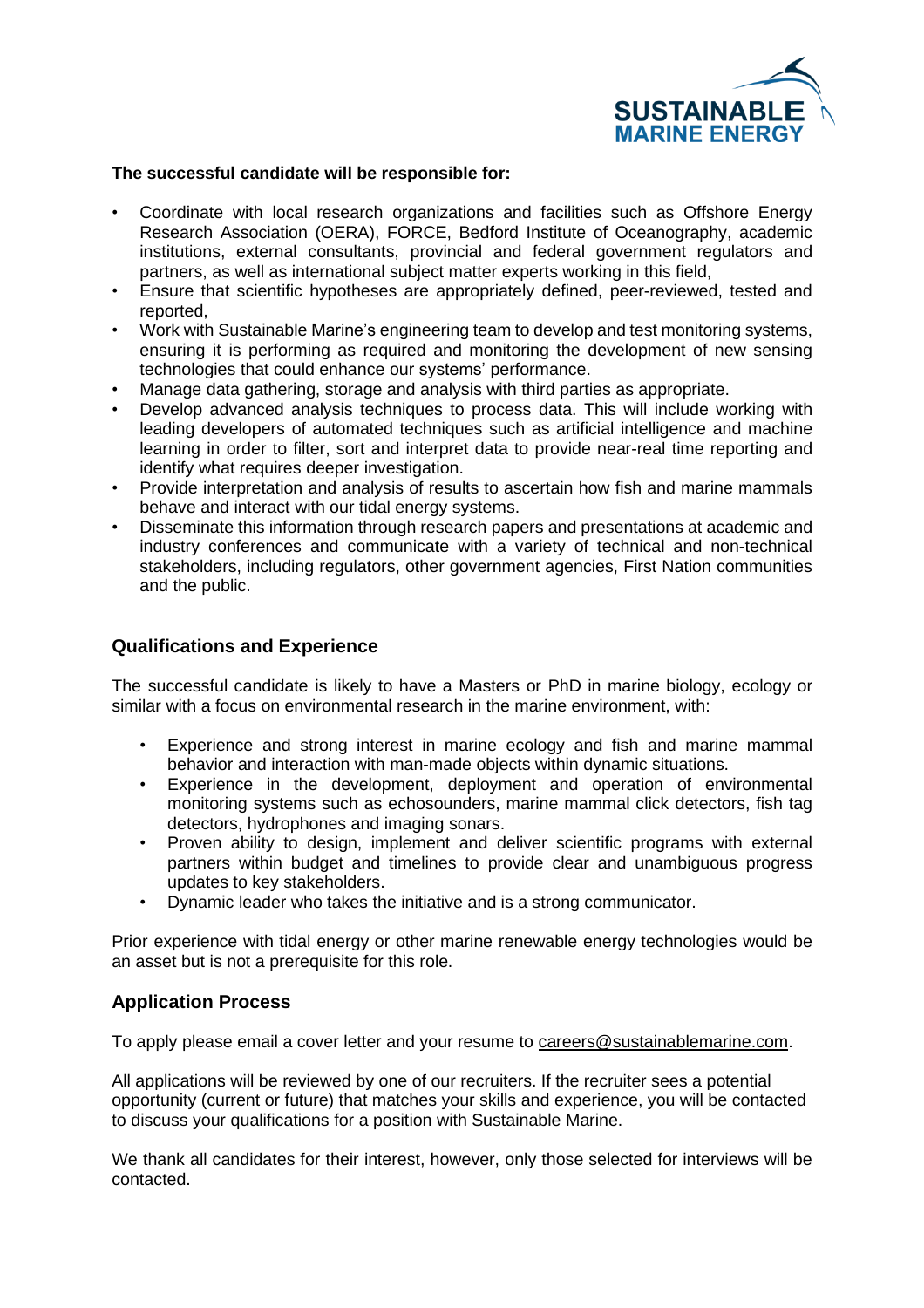**The successful candidate will be responsible for:**

- Coordinate with local research organizations and facilities such as Offshore Energy Research Association (OERA), FORCE, Bedford Institute of Oceanography, academic institutions, external consultants, provincial and federal government regulators and partners, as well as international subject matter experts working in this field,
- Ensure that scientific hypotheses are appropriately defined, peer-reviewed, tested and reported,
- Work with Sustainable Marine's engineering team to develop and test monitoring systems, ensuring it is performing as required and monitoring the development of new sensing technologies that could enhance our systems' performance.
- Manage data gathering, storage and analysis with third parties as appropriate.
- Develop advanced analysis techniques to process data. This will include working with leading developers of automated techniques such as artificial intelligence and machine learning in order to filter, sort and interpret data to provide near-real time reporting and identify what requires deeper investigation.
- Provide interpretation and analysis of results to ascertain how fish and marine mammals behave and interact with our tidal energy systems.
- Disseminate this information through research papers and presentations at academic and industry conferences and communicate with a variety of technical and non-technical stakeholders, including regulators, other government agencies, First Nation communities and the public.

## Qualifications and Experience

The successful candidate is likely to have a Masters or PhD in marine biology, ecology or similar with a focus on environmental research in the marine environment, with:

- Experience and strong interest in marine ecology and fish and marine mammal behavior and interaction with man-made objects within dynamic situations.
- Experience in the development, deployment and operation of environmental monitoring systems such as echosounders, marine mammal click detectors, fish tag detectors, hydrophones and imaging sonars.
- Proven ability to design, implement and deliver scientific programs with external partners within budget and timelines to provide clear and unambiguous progress updates to key stakeholders.
- Dynamic leader who takes the initiative and is a strong communicator.

Prior experience with tidal energy or other marine renewable energy technologies would be an asset but is not a prerequisite for this role.

## Application Process

To apply please email a cover letter and your resume to careers@sustainablemarine.com.

All applications will be reviewed by one of our recruiters. If the recruiter sees a potential opportunity (current or future) that matches your skills and experience, you will be contacted to discuss your qualifications for a position with Sustainable Marine.

We thank all candidates for their interest, however, only those selected for interviews will be contacted.